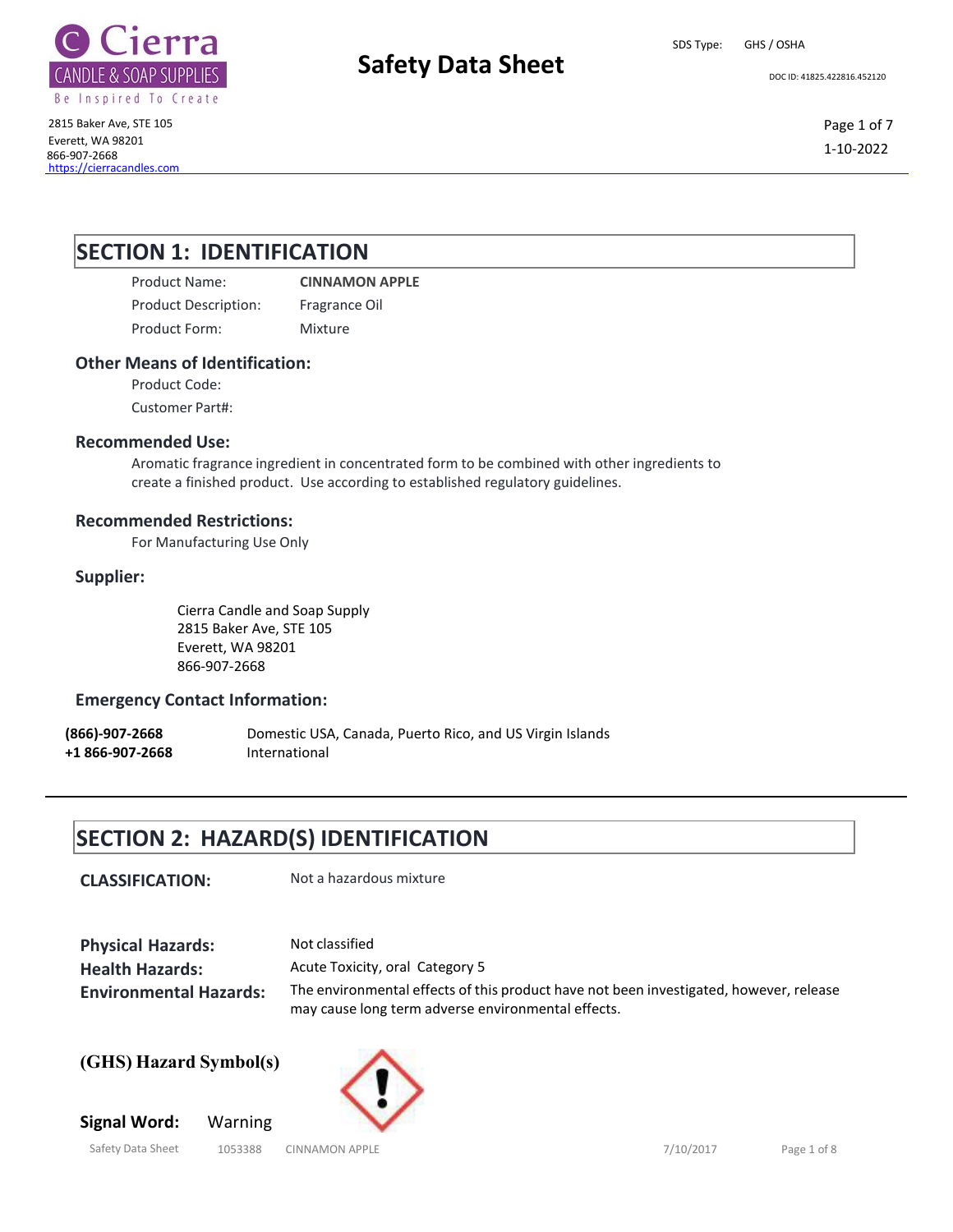# Safety Data Sheet

SDS Type: GHS / OSHA

DOC ID: 41825.422816.452120

Cierra CANDLE & SOAP SUPPLIES
Be Inspired To Create

2815 Baker Ave, STE 105
Everett, WA 98201
866-907-2668
https://cierracandles.com

1-10-2022

## SECTION 1: IDENTIFICATION

| | |
|---|---|
| Product Name: | **CINNAMON APPLE** |
| Product Description: | Fragrance Oil |
| Product Form: | Mixture |

### Other Means of Identification:

Product Code:

Customer Part#:

### Recommended Use:

Aromatic fragrance ingredient in concentrated form to be combined with other ingredients to create a finished product. Use according to established regulatory guidelines.

### Recommended Restrictions:

For Manufacturing Use Only

### Supplier:

Cierra Candle and Soap Supply
2815 Baker Ave, STE 105
Everett, WA 98201
866-907-2668

### Emergency Contact Information:

| | |
|---|---|
| **(866)-907-2668** | Domestic USA, Canada, Puerto Rico, and US Virgin Islands |
| **+1 866-907-2668** | International |

## SECTION 2: HAZARD(S) IDENTIFICATION

**CLASSIFICATION:** Not a hazardous mixture

**Physical Hazards:** Not classified

**Health Hazards:** Acute Toxicity, oral Category 5

**Environmental Hazards:** The environmental effects of this product have not been investigated, however, release may cause long term adverse environmental effects.

**(GHS) Hazard Symbol(s)**

**Signal Word:** Warning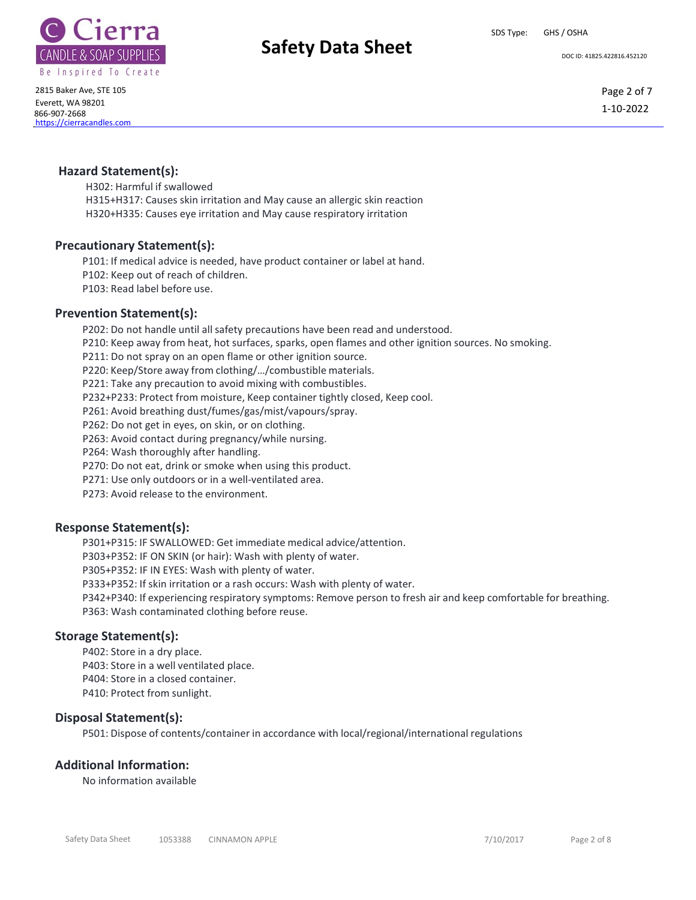## Hazard Statement(s):

H302: Harmful if swallowed
H315+H317: Causes skin irritation and May cause an allergic skin reaction
H320+H335: Causes eye irritation and May cause respiratory irritation

## Precautionary Statement(s):

P101: If medical advice is needed, have product container or label at hand.
P102: Keep out of reach of children.
P103: Read label before use.

## Prevention Statement(s):

P202: Do not handle until all safety precautions have been read and understood.
P210: Keep away from heat, hot surfaces, sparks, open flames and other ignition sources. No smoking.
P211: Do not spray on an open flame or other ignition source.
P220: Keep/Store away from clothing/…/combustible materials.
P221: Take any precaution to avoid mixing with combustibles.
P232+P233: Protect from moisture, Keep container tightly closed, Keep cool.
P261: Avoid breathing dust/fumes/gas/mist/vapours/spray.
P262: Do not get in eyes, on skin, or on clothing.
P263: Avoid contact during pregnancy/while nursing.
P264: Wash thoroughly after handling.
P270: Do not eat, drink or smoke when using this product.
P271: Use only outdoors or in a well-ventilated area.
P273: Avoid release to the environment.

## Response Statement(s):

P301+P315: IF SWALLOWED: Get immediate medical advice/attention.
P303+P352: IF ON SKIN (or hair): Wash with plenty of water.
P305+P352: IF IN EYES: Wash with plenty of water.
P333+P352: If skin irritation or a rash occurs: Wash with plenty of water.
P342+P340: If experiencing respiratory symptoms: Remove person to fresh air and keep comfortable for breathing.
P363: Wash contaminated clothing before reuse.

## Storage Statement(s):

P402: Store in a dry place.
P403: Store in a well ventilated place.
P404: Store in a closed container.
P410: Protect from sunlight.

## Disposal Statement(s):

P501: Dispose of contents/container in accordance with local/regional/international regulations

## Additional Information:

No information available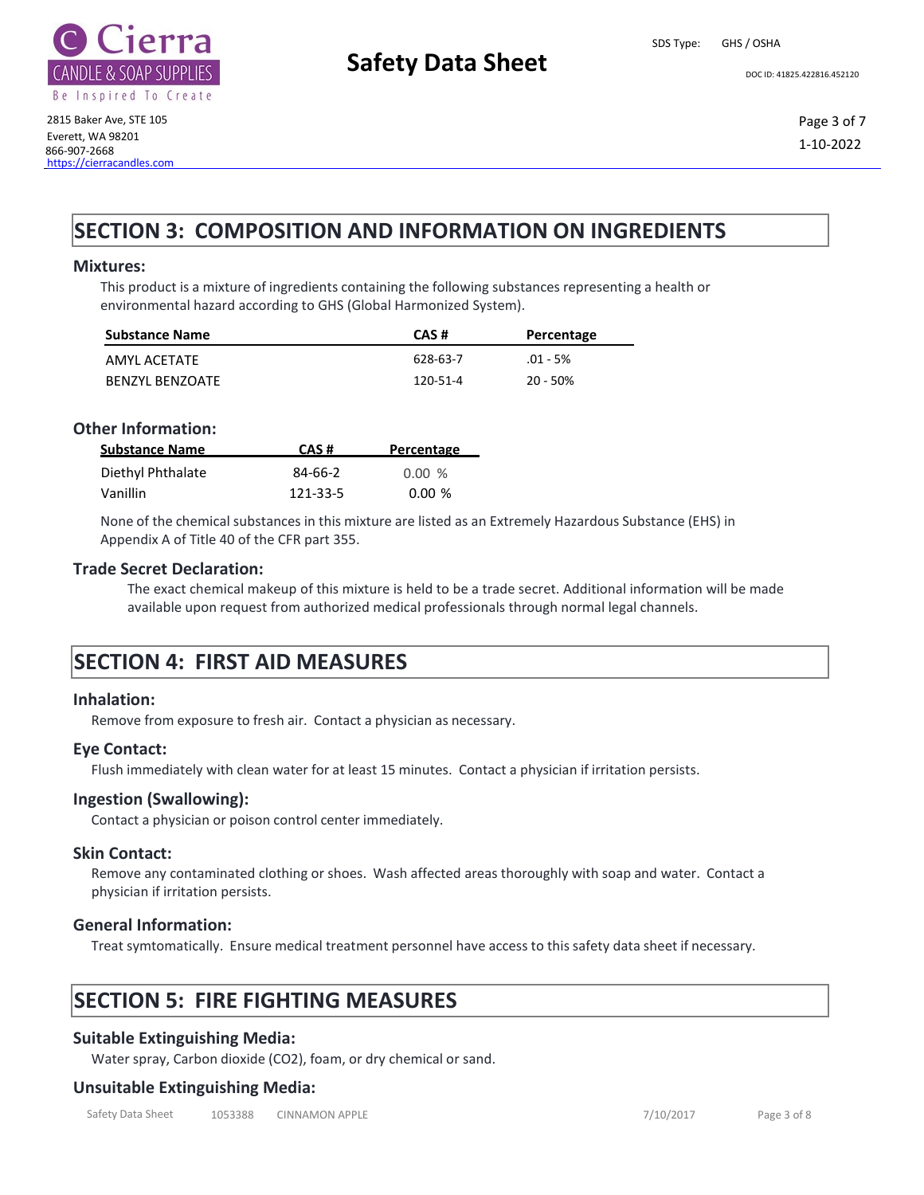## SECTION 3: COMPOSITION AND INFORMATION ON INGREDIENTS

### Mixtures:

This product is a mixture of ingredients containing the following substances representing a health or environmental hazard according to GHS (Global Harmonized System).

| Substance Name | CAS # | Percentage |
|---|---|---|
| AMYL ACETATE | 628-63-7 | .01 - 5% |
| BENZYL BENZOATE | 120-51-4 | 20 - 50% |

### Other Information:

| Substance Name | CAS # | Percentage |
|---|---|---|
| Diethyl Phthalate | 84-66-2 | 0.00 % |
| Vanillin | 121-33-5 | 0.00 % |

None of the chemical substances in this mixture are listed as an Extremely Hazardous Substance (EHS) in Appendix A of Title 40 of the CFR part 355.

### Trade Secret Declaration:

The exact chemical makeup of this mixture is held to be a trade secret. Additional information will be made available upon request from authorized medical professionals through normal legal channels.

## SECTION 4: FIRST AID MEASURES

### Inhalation:

Remove from exposure to fresh air. Contact a physician as necessary.

### Eye Contact:

Flush immediately with clean water for at least 15 minutes. Contact a physician if irritation persists.

### Ingestion (Swallowing):

Contact a physician or poison control center immediately.

### Skin Contact:

Remove any contaminated clothing or shoes. Wash affected areas thoroughly with soap and water. Contact a physician if irritation persists.

### General Information:

Treat symtomatically. Ensure medical treatment personnel have access to this safety data sheet if necessary.

## SECTION 5: FIRE FIGHTING MEASURES

### Suitable Extinguishing Media:

Water spray, Carbon dioxide ($CO_2$), foam, or dry chemical or sand.

### Unsuitable Extinguishing Media: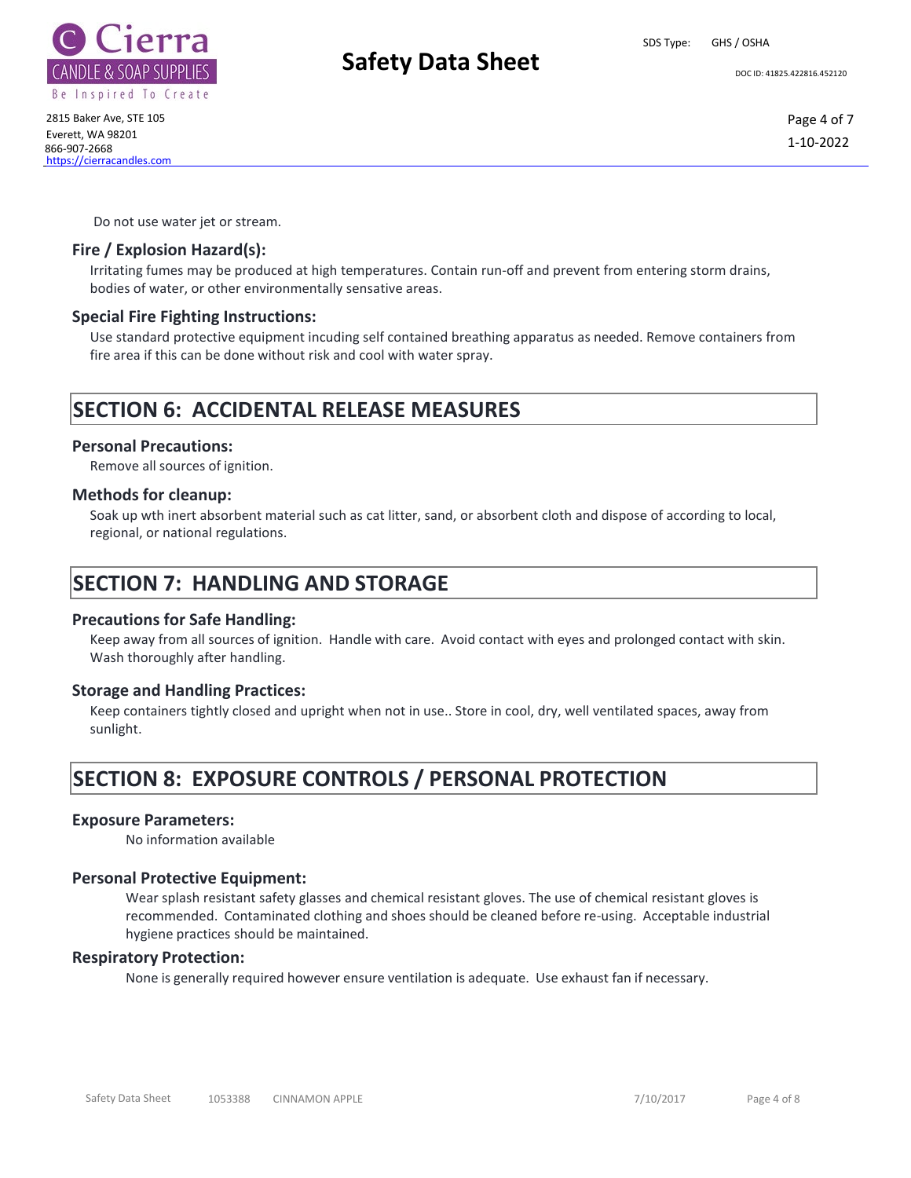Do not use water jet or stream.

### Fire / Explosion Hazard(s):

Irritating fumes may be produced at high temperatures. Contain run-off and prevent from entering storm drains, bodies of water, or other environmentally sensative areas.

### Special Fire Fighting Instructions:

Use standard protective equipment incuding self contained breathing apparatus as needed. Remove containers from fire area if this can be done without risk and cool with water spray.

## SECTION 6: ACCIDENTAL RELEASE MEASURES

### Personal Precautions:

Remove all sources of ignition.

### Methods for cleanup:

Soak up wth inert absorbent material such as cat litter, sand, or absorbent cloth and dispose of according to local, regional, or national regulations.

## SECTION 7: HANDLING AND STORAGE

### Precautions for Safe Handling:

Keep away from all sources of ignition. Handle with care. Avoid contact with eyes and prolonged contact with skin. Wash thoroughly after handling.

### Storage and Handling Practices:

Keep containers tightly closed and upright when not in use.. Store in cool, dry, well ventilated spaces, away from sunlight.

## SECTION 8: EXPOSURE CONTROLS / PERSONAL PROTECTION

### Exposure Parameters:

No information available

### Personal Protective Equipment:

Wear splash resistant safety glasses and chemical resistant gloves. The use of chemical resistant gloves is recommended. Contaminated clothing and shoes should be cleaned before re-using. Acceptable industrial hygiene practices should be maintained.

### Respiratory Protection:

None is generally required however ensure ventilation is adequate. Use exhaust fan if necessary.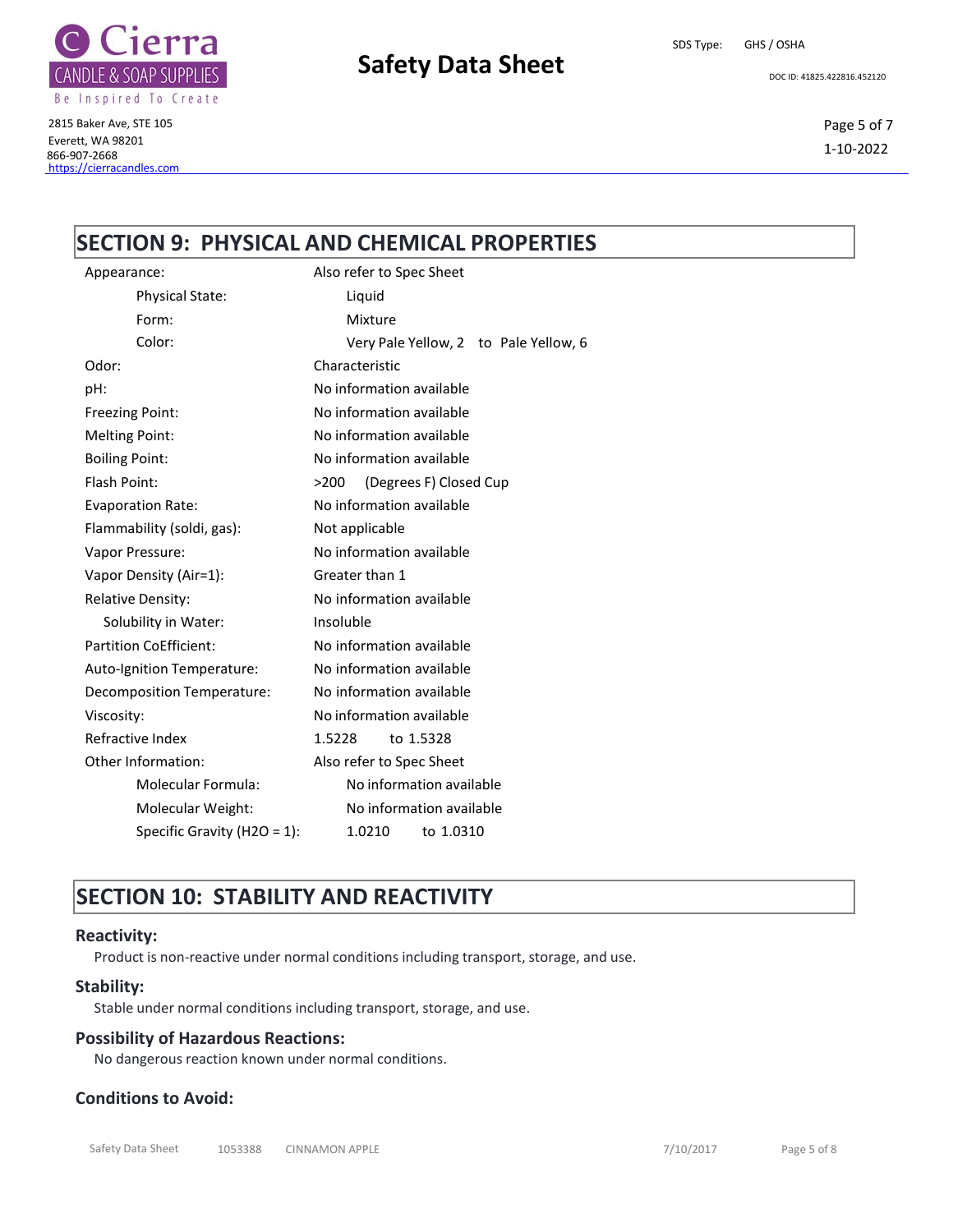## SECTION 9: PHYSICAL AND CHEMICAL PROPERTIES

| Property | Value |
| --- | --- |
| Appearance: | Also refer to Spec Sheet |
| Physical State: | Liquid |
| Form: | Mixture |
| Color: | Very Pale Yellow, 2 to Pale Yellow, 6 |
| Odor: | Characteristic |
| pH: | No information available |
| Freezing Point: | No information available |
| Melting Point: | No information available |
| Boiling Point: | No information available |
| Flash Point: | >200 (Degrees F) Closed Cup |
| Evaporation Rate: | No information available |
| Flammability (soldi, gas): | Not applicable |
| Vapor Pressure: | No information available |
| Vapor Density (Air=1): | Greater than 1 |
| Relative Density: | No information available |
| Solubility in Water: | Insoluble |
| Partition CoEfficient: | No information available |
| Auto-Ignition Temperature: | No information available |
| Decomposition Temperature: | No information available |
| Viscosity: | No information available |
| Refractive Index | 1.5228 to 1.5328 |
| Other Information: | Also refer to Spec Sheet |
| Molecular Formula: | No information available |
| Molecular Weight: | No information available |
| Specific Gravity ($H_2O$ = 1): | 1.0210 to 1.0310 |

## SECTION 10: STABILITY AND REACTIVITY

### Reactivity:

Product is non-reactive under normal conditions including transport, storage, and use.

### Stability:

Stable under normal conditions including transport, storage, and use.

### Possibility of Hazardous Reactions:

No dangerous reaction known under normal conditions.

### Conditions to Avoid: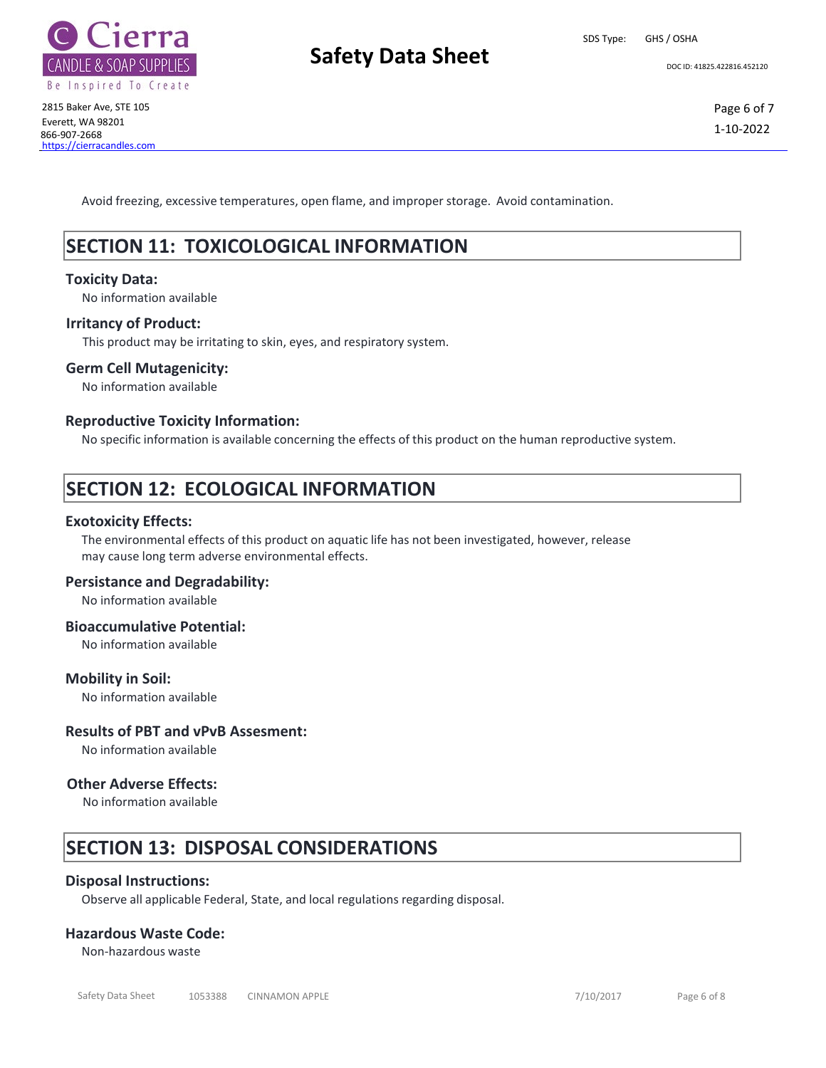Avoid freezing, excessive temperatures, open flame, and improper storage. Avoid contamination.

## SECTION 11: TOXICOLOGICAL INFORMATION

### Toxicity Data:

No information available

### Irritancy of Product:

This product may be irritating to skin, eyes, and respiratory system.

### Germ Cell Mutagenicity:

No information available

### Reproductive Toxicity Information:

No specific information is available concerning the effects of this product on the human reproductive system.

## SECTION 12: ECOLOGICAL INFORMATION

### Exotoxicity Effects:

The environmental effects of this product on aquatic life has not been investigated, however, release may cause long term adverse environmental effects.

### Persistance and Degradability:

No information available

### Bioaccumulative Potential:

No information available

### Mobility in Soil:

No information available

### Results of PBT and vPvB Assesment:

No information available

### Other Adverse Effects:

No information available

## SECTION 13: DISPOSAL CONSIDERATIONS

### Disposal Instructions:

Observe all applicable Federal, State, and local regulations regarding disposal.

### Hazardous Waste Code:

Non-hazardous waste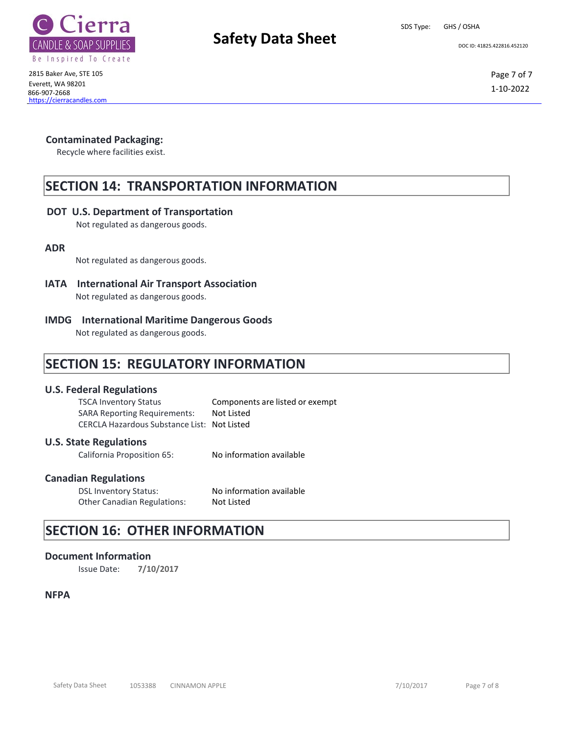**Contaminated Packaging:**

Recycle where facilities exist.

## SECTION 14: TRANSPORTATION INFORMATION

**DOT U.S. Department of Transportation**

Not regulated as dangerous goods.

**ADR**

Not regulated as dangerous goods.

**IATA International Air Transport Association**

Not regulated as dangerous goods.

**IMDG International Maritime Dangerous Goods**

Not regulated as dangerous goods.

## SECTION 15: REGULATORY INFORMATION

**U.S. Federal Regulations**

| | |
|---|---|
| TSCA Inventory Status | Components are listed or exempt |
| SARA Reporting Requirements: | Not Listed |
| CERCLA Hazardous Substance List: | Not Listed |

**U.S. State Regulations**

| | |
|---|---|
| California Proposition 65: | No information available |

**Canadian Regulations**

| | |
|---|---|
| DSL Inventory Status: | No information available |
| Other Canadian Regulations: | Not Listed |

## SECTION 16: OTHER INFORMATION

**Document Information**

Issue Date: **7/10/2017**

**NFPA**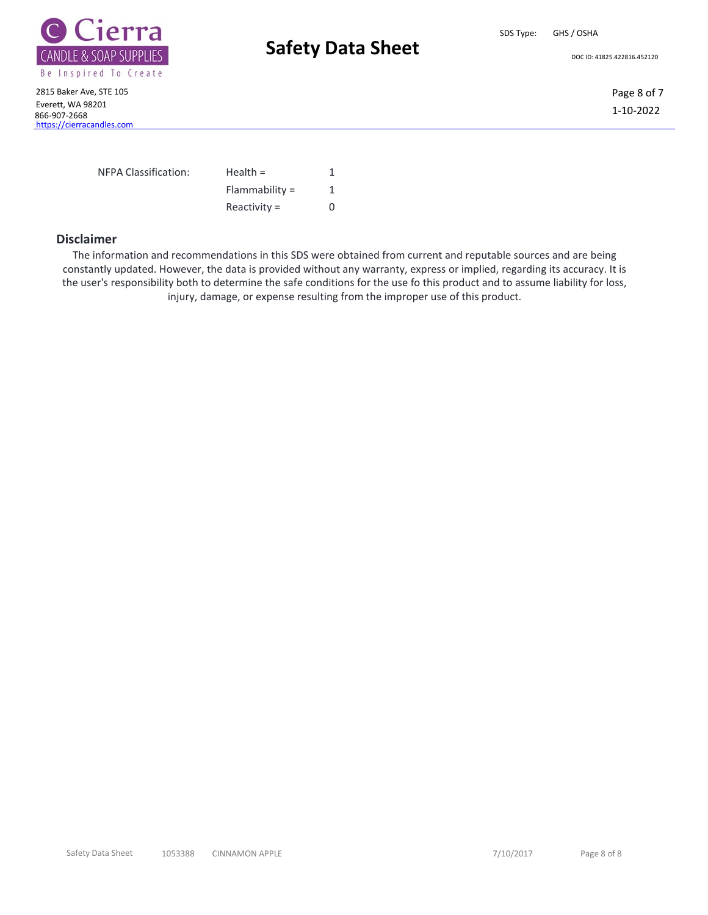| | | |
|---|---|---|
| NFPA Classification: | Health = | 1 |
| | Flammability = | 1 |
| | Reactivity = | 0 |

## Disclaimer

The information and recommendations in this SDS were obtained from current and reputable sources and are being constantly updated. However, the data is provided without any warranty, express or implied, regarding its accuracy. It is the user's responsibility both to determine the safe conditions for the use fo this product and to assume liability for loss, injury, damage, or expense resulting from the improper use of this product.